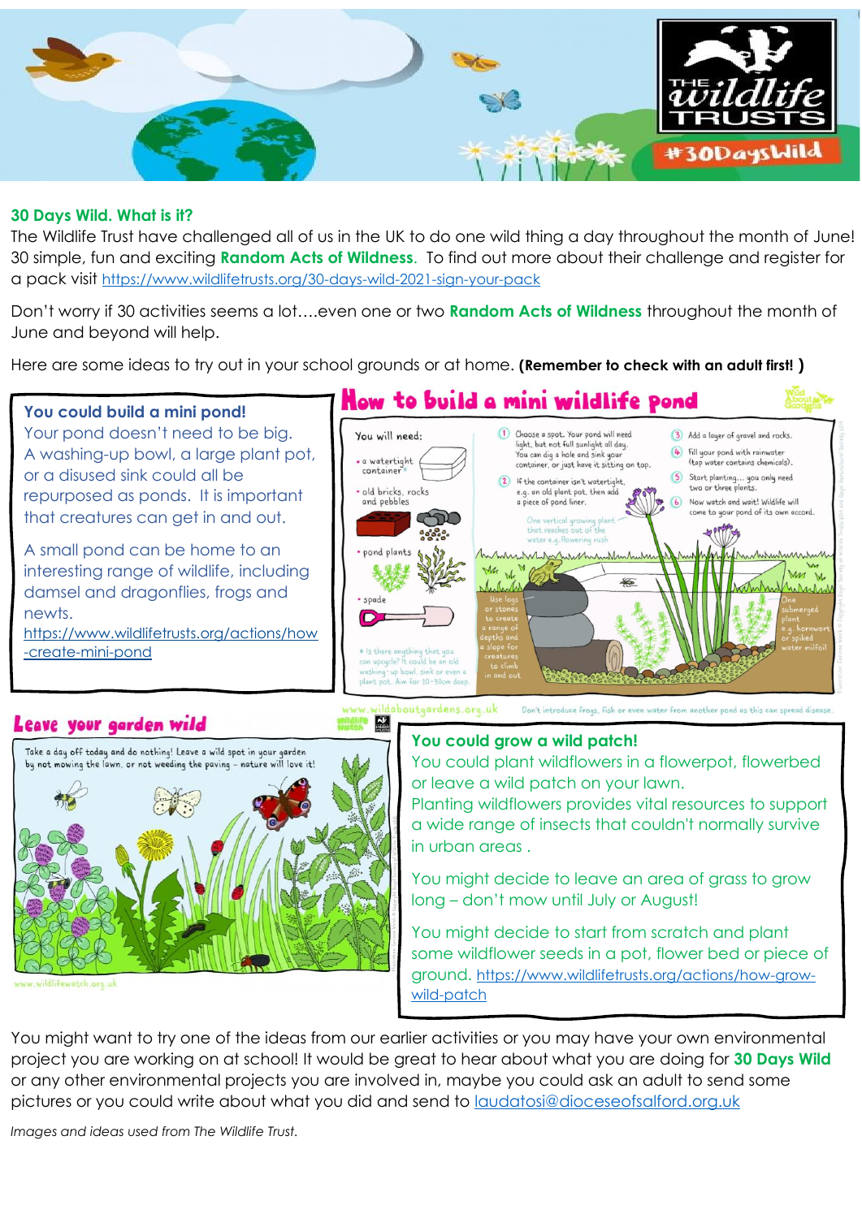## 30 Days Wild. What is it?

The Wildlife Trust have challenged all of us in the UK to do one wild thing a day throughout the month of June! 30 simple, fun and exciting **Random Acts of Wildness**. To find out more about their challenge and register for a pack visit https://www.wildlifetrusts.org/30-days-wild-2021-sign-your-pack

Don't worry if 30 activities seems a lot….even one or two **Random Acts of Wildness** throughout the month of June and beyond will help.

Here are some ideas to try out in your school grounds or at home. **(Remember to check with an adult first! )**

### You could build a mini pond!

Your pond doesn't need to be big. A washing-up bowl, a large plant pot, or a disused sink could all be repurposed as ponds. It is important that creatures can get in and out.

A small pond can be home to an interesting range of wildlife, including damsel and dragonflies, frogs and newts.

https://www.wildlifetrusts.org/actions/how-create-mini-pond

### How to build a mini wildlife pond

You will need:

- a watertight container*
- old bricks, rocks and pebbles
- pond plants
- spade

\* Is there anything that you can upcycle? It could be an old washing-up bowl, sink or even a plant pot. Aim for 20-30cm deep.

1. Choose a spot. Your pond will need light, but not full sunlight all day. You can dig a hole and sink your container, or just have it sitting on top.
2. If the container isn't watertight, e.g. an old plant pot, then add a piece of pond liner.
3. Add a layer of gravel and rocks.
4. Fill your pond with rainwater (tap water contains chemicals).
5. Start planting… you only need two or three plants.
6. Now watch and wait! Wildlife will come to your pond of its own accord.

One vertical growing plant that reaches out of the water e.g. flowering rush

Use logs or stones to create a range of depths and a slope for creatures to climb in and out

One submerged plant e.g. hornwort or spiked water milfoil

www.wildaboutgardens.org.uk

Don't introduce frogs, fish or even water from another pond as this can spread disease.

### Leave your garden wild

Take a day off today and do nothing! Leave a wild spot in your garden by not mowing the lawn, or not weeding the paving – nature will love it!

www.wildlifewatch.org.uk

### You could grow a wild patch!

You could plant wildflowers in a flowerpot, flowerbed or leave a wild patch on your lawn.

Planting wildflowers provides vital resources to support a wide range of insects that couldn't normally survive in urban areas .

You might decide to leave an area of grass to grow long – don't mow until July or August!

You might decide to start from scratch and plant some wildflower seeds in a pot, flower bed or piece of ground. https://www.wildlifetrusts.org/actions/how-grow-wild-patch

You might want to try one of the ideas from our earlier activities or you may have your own environmental project you are working on at school! It would be great to hear about what you are doing for **30 Days Wild** or any other environmental projects you are involved in, maybe you could ask an adult to send some pictures or you could write about what you did and send to laudatosi@dioceseofsalford.org.uk

*Images and ideas used from The Wildlife Trust.*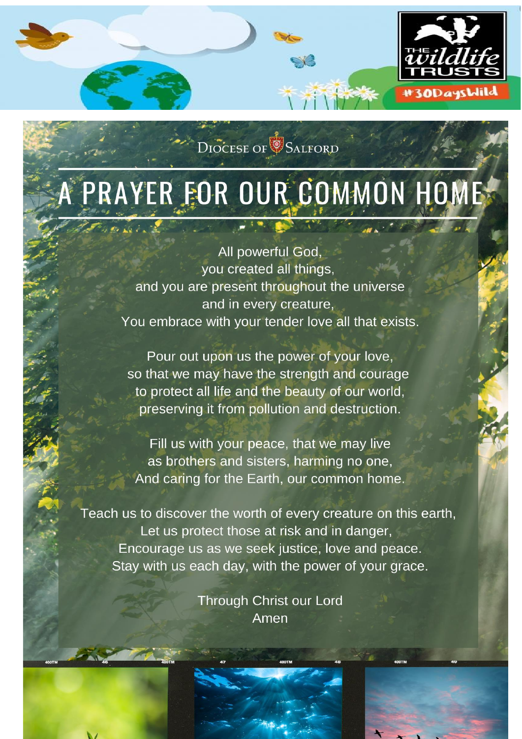THE wildlife TRUSTS

#30DaysWild

DIOCESE OF SALFORD

# A PRAYER FOR OUR COMMON HOME

All powerful God,
you created all things,
and you are present throughout the universe
and in every creature,
You embrace with your tender love all that exists.

Pour out upon us the power of your love,
so that we may have the strength and courage
to protect all life and the beauty of our world,
preserving it from pollution and destruction.

Fill us with your peace, that we may live
as brothers and sisters, harming no one,
And caring for the Earth, our common home.

Teach us to discover the worth of every creature on this earth,
Let us protect those at risk and in danger,
Encourage us as we seek justice, love and peace.
Stay with us each day, with the power of your grace.

Through Christ our Lord
Amen